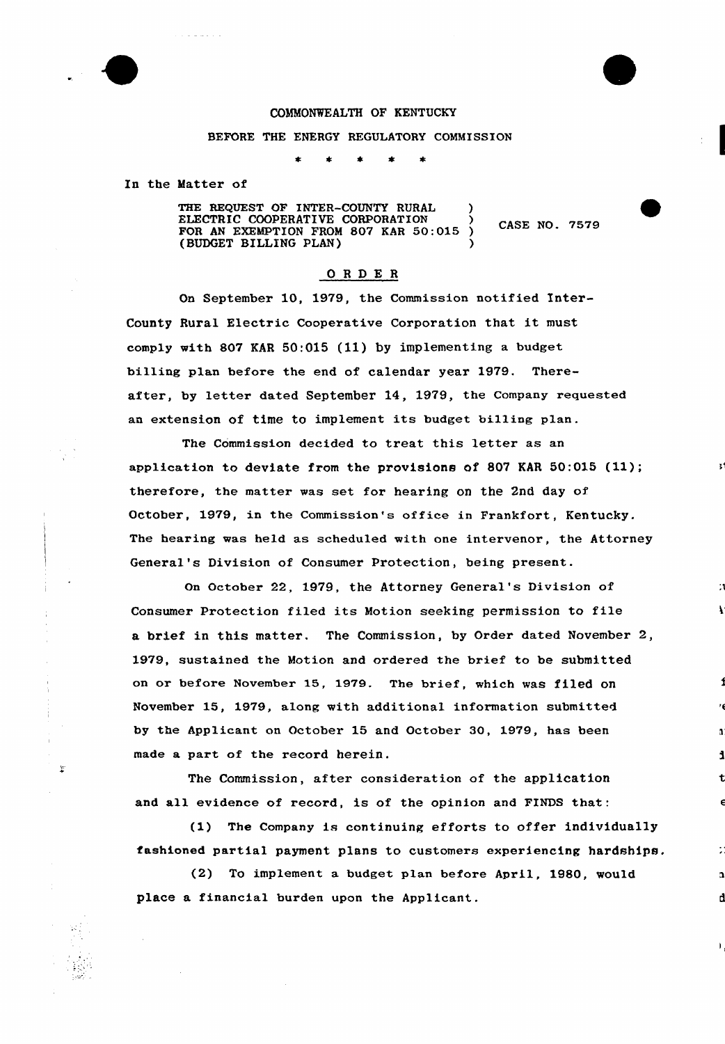COMMONWEALTH OF KENTUCKY

BEFORE THE ENERGY REGULATORY COMMISSION

\* \* \* \* \*

In the Matter of

THE REQUEST OF INTER-COUNTY RURAL ELECTRIC COOPERATIVE CORPORATION FOR AN EXEMPTION FROM 807 KAR 50:015 (BUDGET BILLING PLAN) ) CASE NO. 7579

## ORDER

On September 10, 1979, the Commission notified Inter-County Rural Electric Cooperative Corporation that it must comply with 807 KAR 50:015 (11) by implementing a budget billing plan before the end of calendar year 1979. Thereafter, by letter dated September 14, 1979, the Company requested an extension of time to implement its budget billing plan.

The Commission decided to treat this letter as an application to deviate from the provisions of 807 KAR 50:015 (11); therefore, the matter was set for hearing on the 2nd day of October, 1979, in the Commission's office in Frankfort, Kentucky. The hearing was held as scheduled with one intervenor, the Attorney General's Division of Consumer Protection, being present.

On October 22, 1979, the Attorney General's Division of Consumer Protection filed its Motion seeking permission to file a brief in this matter. The Commission, by Order dated November 2, 1979, sustained the Motion and ordered the brief to be submitted on or before November 15, 1979. The brief, which was filed on November 15, 1979, along with additional information submitted by the Applicant on October 15 and October 30, 1979, has been made a part of the record herein.

The Commission, after consideration of the application and all evidence of record, is of the opinion and FINDS that:

(1) The Company is continuing efforts to offer individually fashioned partial payment plans to customers experiencing hardships.

(2) To implement a budget plan before April, 1980, would place a financial burden upon the Applicant.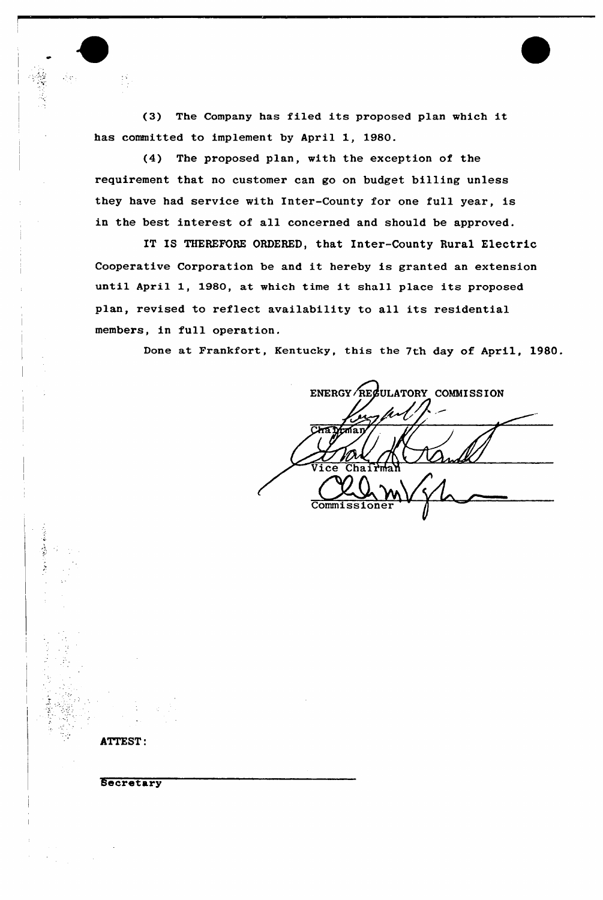(3) The Company has filed its proposed plan which it has committed to implement by April 1, 1980.

(4) The proposed plan, with the exception of the requirement that no customer can go on budget billing unless they have had service with Inter-County for one full year, is in the best interest of all concerned and should be approved.

IT IS THEREFORE ORDERED, that Inter-County Rural Electric Cooperative Corporation be and it hereby is granted an extension until April 1, 1980, at which time it shall place its proposed plan, revised to reflect availability to all its residential members, in full operation.

Done at Frankfort, Kentucky, this the 7th day of April, 1980.

ENERGY REGULATORY COMMISSION

Chairman

Vice Chairman

Commissioner

ATTEST:

Secretary